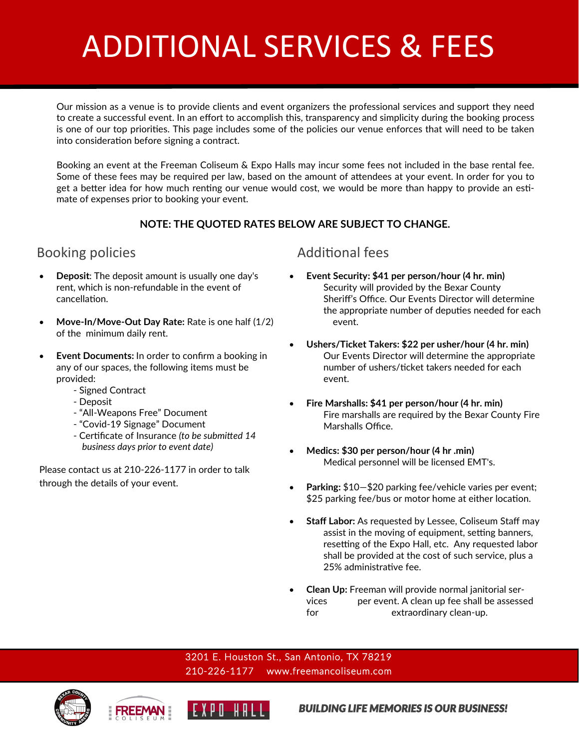# ADDITIONAL SERVICES & FEES

Our mission as a venue is to provide clients and event organizers the professional services and support they need to create a successful event. In an effort to accomplish this, transparency and simplicity during the booking process is one of our top priorities. This page includes some of the policies our venue enforces that will need to be taken into consideration before signing a contract.

Booking an event at the Freeman Coliseum & Expo Halls may incur some fees not included in the base rental fee. Some of these fees may be required per law, based on the amount of attendees at your event. In order for you to get a better idea for how much renting our venue would cost, we would be more than happy to provide an estimate of expenses prior to booking your event.

**NOTE: THE QUOTED RATES BELOW ARE SUBJECT TO CHANGE.**

## Booking policies

- **Deposit**: The deposit amount is usually one day's rent, which is non-refundable in the event of cancellation.
- **Move-In/Move-Out Day Rate:** Rate is one half (1/2) of the minimum daily rent.
- **Event Documents:** In order to confirm a booking in any of our spaces, the following items must be provided:
  - Signed Contract
  - Deposit
  - "All-Weapons Free" Document
  - "Covid-19 Signage" Document
  - Certificate of Insurance *(to be submitted 14 business days prior to event date)*

Please contact us at 210-226-1177 in order to talk through the details of your event.

## Additional fees

- **Event Security: $41 per person/hour (4 hr. min)**
  Security will provided by the Bexar County Sheriff's Office. Our Events Director will determine the appropriate number of deputies needed for each event.
- **Ushers/Ticket Takers: $22 per usher/hour (4 hr. min)**
  Our Events Director will determine the appropriate number of ushers/ticket takers needed for each event.
- **Fire Marshalls: $41 per person/hour (4 hr. min)**
  Fire marshalls are required by the Bexar County Fire Marshalls Office.
- **Medics: $30 per person/hour (4 hr .min)**
  Medical personnel will be licensed EMT's.
- **Parking:** $10—$20 parking fee/vehicle varies per event; $25 parking fee/bus or motor home at either location.
- **Staff Labor:** As requested by Lessee, Coliseum Staff may assist in the moving of equipment, setting banners, resetting of the Expo Hall, etc. Any requested labor shall be provided at the cost of such service, plus a 25% administrative fee.
- **Clean Up:** Freeman will provide normal janitorial services per event. A clean up fee shall be assessed for extraordinary clean-up.

3201 E. Houston St., San Antonio, TX 78219
210-226-1177 www.freemancoliseum.com

***BUILDING LIFE MEMORIES IS OUR BUSINESS!***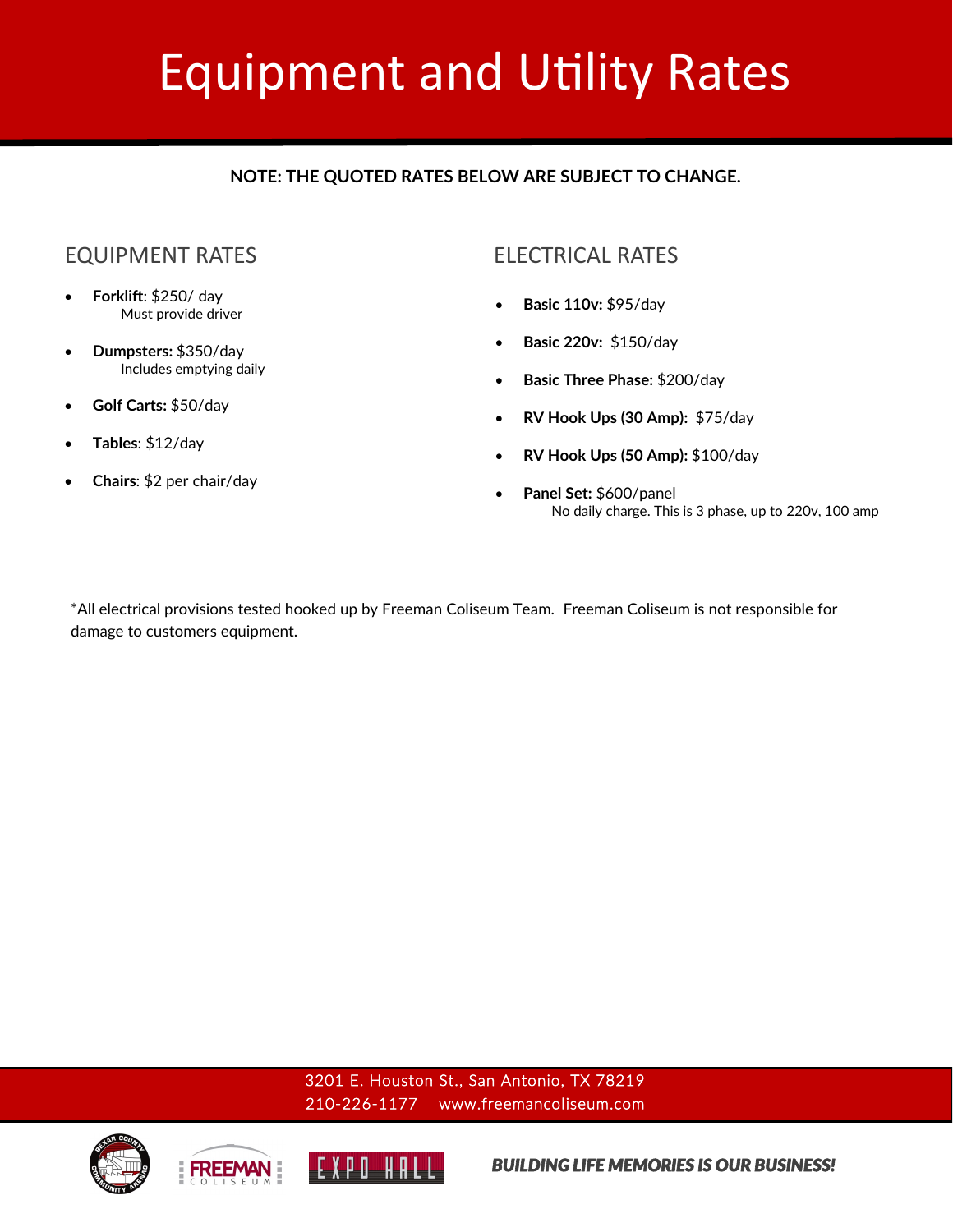# Equipment and Utility Rates

**NOTE: THE QUOTED RATES BELOW ARE SUBJECT TO CHANGE.**

## EQUIPMENT RATES

- **Forklift**: $250/ day
  Must provide driver
- **Dumpsters:** $350/day
  Includes emptying daily
- **Golf Carts:** $50/day
- **Tables**: $12/day
- **Chairs**: $2 per chair/day

## ELECTRICAL RATES

- **Basic 110v:** $95/day
- **Basic 220v:** $150/day
- **Basic Three Phase:** $200/day
- **RV Hook Ups (30 Amp):** $75/day
- **RV Hook Ups (50 Amp):** $100/day
- **Panel Set:** $600/panel
  No daily charge. This is 3 phase, up to 220v, 100 amp

*All electrical provisions tested hooked up by Freeman Coliseum Team. Freeman Coliseum is not responsible for damage to customers equipment.

3201 E. Houston St., San Antonio, TX 78219
210-226-1177 www.freemancoliseum.com

***BUILDING LIFE MEMORIES IS OUR BUSINESS!***